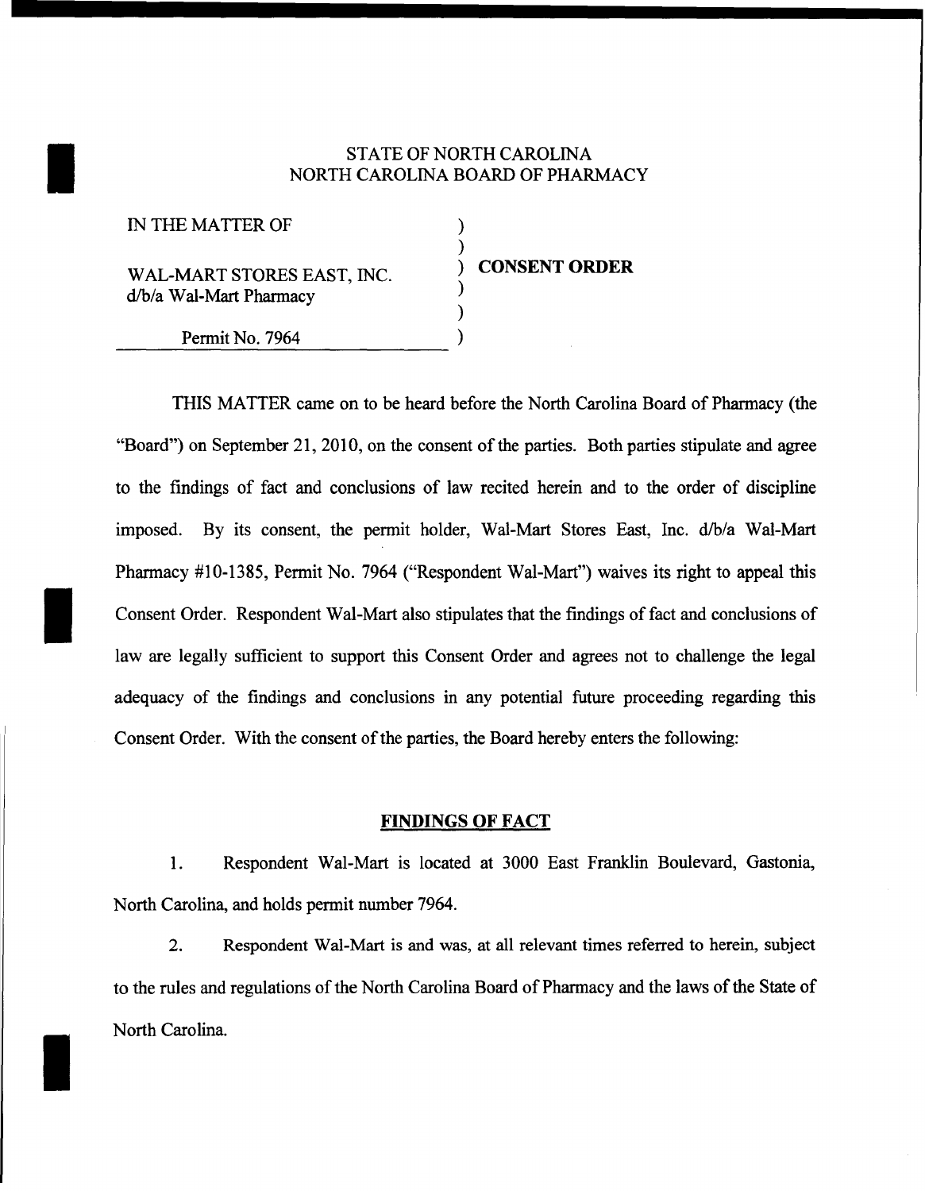STATE OF NORTH CAROLINA
NORTH CAROLINA BOARD OF PHARMACY

| | | |
|---|---|---|
| IN THE MATTER OF | ) | |
| | ) | |
| WAL-MART STORES EAST, INC. | ) | **CONSENT ORDER** |
| d/b/a Wal-Mart Pharmacy | ) | |
| | ) | |
| Permit No. 7964 | ) | |

THIS MATTER came on to be heard before the North Carolina Board of Pharmacy (the "Board") on September 21, 2010, on the consent of the parties. Both parties stipulate and agree to the findings of fact and conclusions of law recited herein and to the order of discipline imposed. By its consent, the permit holder, Wal-Mart Stores East, Inc. d/b/a Wal-Mart Pharmacy #10-1385, Permit No. 7964 ("Respondent Wal-Mart") waives its right to appeal this Consent Order. Respondent Wal-Mart also stipulates that the findings of fact and conclusions of law are legally sufficient to support this Consent Order and agrees not to challenge the legal adequacy of the findings and conclusions in any potential future proceeding regarding this Consent Order. With the consent of the parties, the Board hereby enters the following:

## FINDINGS OF FACT

1. Respondent Wal-Mart is located at 3000 East Franklin Boulevard, Gastonia, North Carolina, and holds permit number 7964.

2. Respondent Wal-Mart is and was, at all relevant times referred to herein, subject to the rules and regulations of the North Carolina Board of Pharmacy and the laws of the State of North Carolina.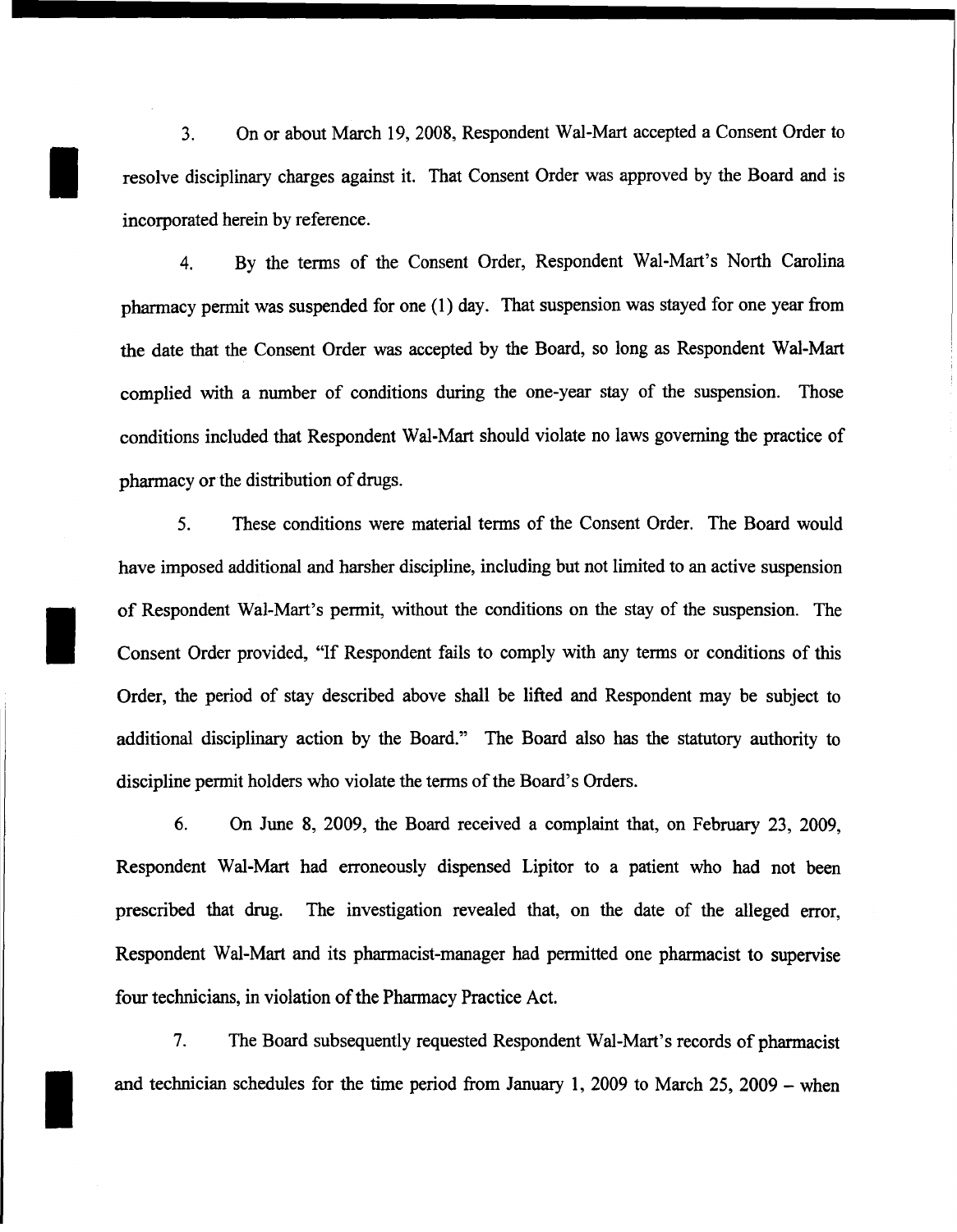3. On or about March 19, 2008, Respondent Wal-Mart accepted a Consent Order to resolve disciplinary charges against it. That Consent Order was approved by the Board and is incorporated herein by reference.

4. By the terms of the Consent Order, Respondent Wal-Mart's North Carolina pharmacy permit was suspended for one (1) day. That suspension was stayed for one year from the date that the Consent Order was accepted by the Board, so long as Respondent Wal-Mart complied with a number of conditions during the one-year stay of the suspension. Those conditions included that Respondent Wal-Mart should violate no laws governing the practice of pharmacy or the distribution of drugs.

5. These conditions were material terms of the Consent Order. The Board would have imposed additional and harsher discipline, including but not limited to an active suspension of Respondent Wal-Mart's permit, without the conditions on the stay of the suspension. The Consent Order provided, "If Respondent fails to comply with any terms or conditions of this Order, the period of stay described above shall be lifted and Respondent may be subject to additional disciplinary action by the Board." The Board also has the statutory authority to discipline permit holders who violate the terms of the Board's Orders.

6. On June 8, 2009, the Board received a complaint that, on February 23, 2009, Respondent Wal-Mart had erroneously dispensed Lipitor to a patient who had not been prescribed that drug. The investigation revealed that, on the date of the alleged error, Respondent Wal-Mart and its pharmacist-manager had permitted one pharmacist to supervise four technicians, in violation of the Pharmacy Practice Act.

7. The Board subsequently requested Respondent Wal-Mart's records of pharmacist and technician schedules for the time period from January 1, 2009 to March 25, 2009 – when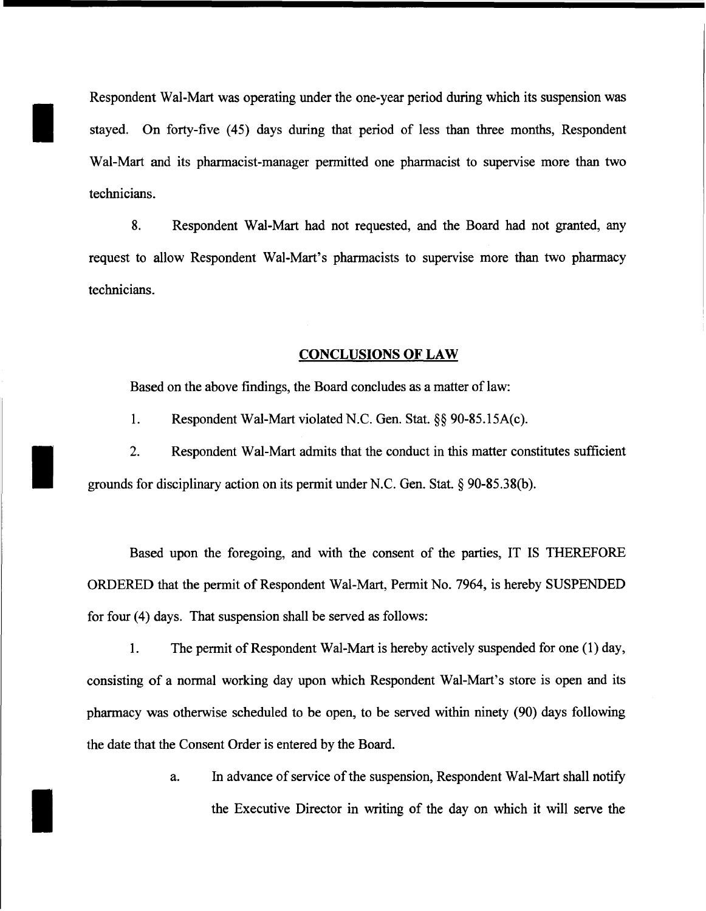Respondent Wal-Mart was operating under the one-year period during which its suspension was stayed. On forty-five (45) days during that period of less than three months, Respondent Wal-Mart and its pharmacist-manager permitted one pharmacist to supervise more than two technicians.

8. Respondent Wal-Mart had not requested, and the Board had not granted, any request to allow Respondent Wal-Mart's pharmacists to supervise more than two pharmacy technicians.

## CONCLUSIONS OF LAW

Based on the above findings, the Board concludes as a matter of law:

1. Respondent Wal-Mart violated N.C. Gen. Stat. §§ 90-85.15A(c).

2. Respondent Wal-Mart admits that the conduct in this matter constitutes sufficient grounds for disciplinary action on its permit under N.C. Gen. Stat. § 90-85.38(b).

Based upon the foregoing, and with the consent of the parties, IT IS THEREFORE ORDERED that the permit of Respondent Wal-Mart, Permit No. 7964, is hereby SUSPENDED for four (4) days. That suspension shall be served as follows:

1. The permit of Respondent Wal-Mart is hereby actively suspended for one (1) day, consisting of a normal working day upon which Respondent Wal-Mart's store is open and its pharmacy was otherwise scheduled to be open, to be served within ninety (90) days following the date that the Consent Order is entered by the Board.

   a. In advance of service of the suspension, Respondent Wal-Mart shall notify the Executive Director in writing of the day on which it will serve the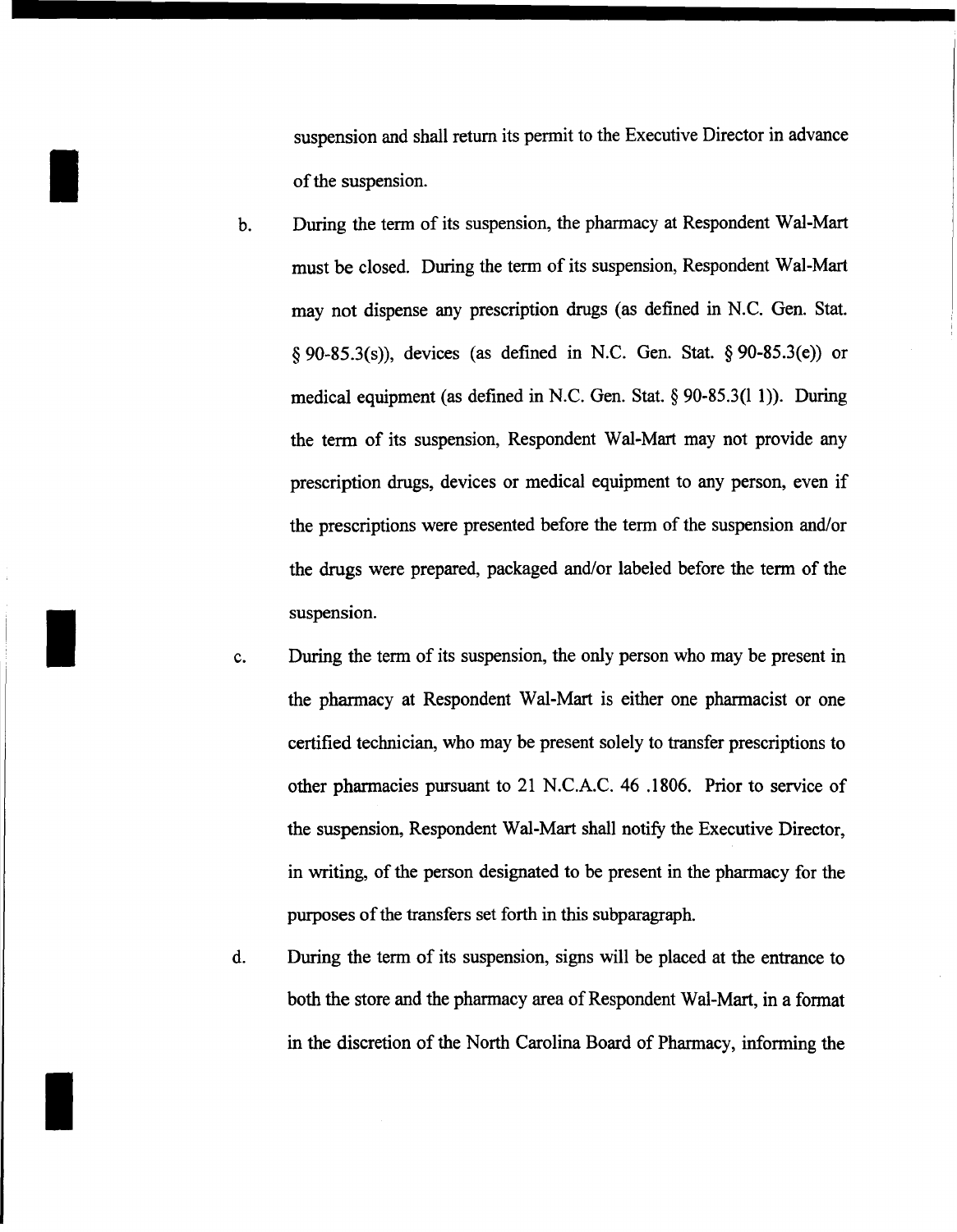suspension and shall return its permit to the Executive Director in advance of the suspension.

b. During the term of its suspension, the pharmacy at Respondent Wal-Mart must be closed. During the term of its suspension, Respondent Wal-Mart may not dispense any prescription drugs (as defined in N.C. Gen. Stat. § 90-85.3(s)), devices (as defined in N.C. Gen. Stat. § 90-85.3(e)) or medical equipment (as defined in N.C. Gen. Stat. § 90-85.3(l 1)). During the term of its suspension, Respondent Wal-Mart may not provide any prescription drugs, devices or medical equipment to any person, even if the prescriptions were presented before the term of the suspension and/or the drugs were prepared, packaged and/or labeled before the term of the suspension.

c. During the term of its suspension, the only person who may be present in the pharmacy at Respondent Wal-Mart is either one pharmacist or one certified technician, who may be present solely to transfer prescriptions to other pharmacies pursuant to 21 N.C.A.C. 46 .1806. Prior to service of the suspension, Respondent Wal-Mart shall notify the Executive Director, in writing, of the person designated to be present in the pharmacy for the purposes of the transfers set forth in this subparagraph.

d. During the term of its suspension, signs will be placed at the entrance to both the store and the pharmacy area of Respondent Wal-Mart, in a format in the discretion of the North Carolina Board of Pharmacy, informing the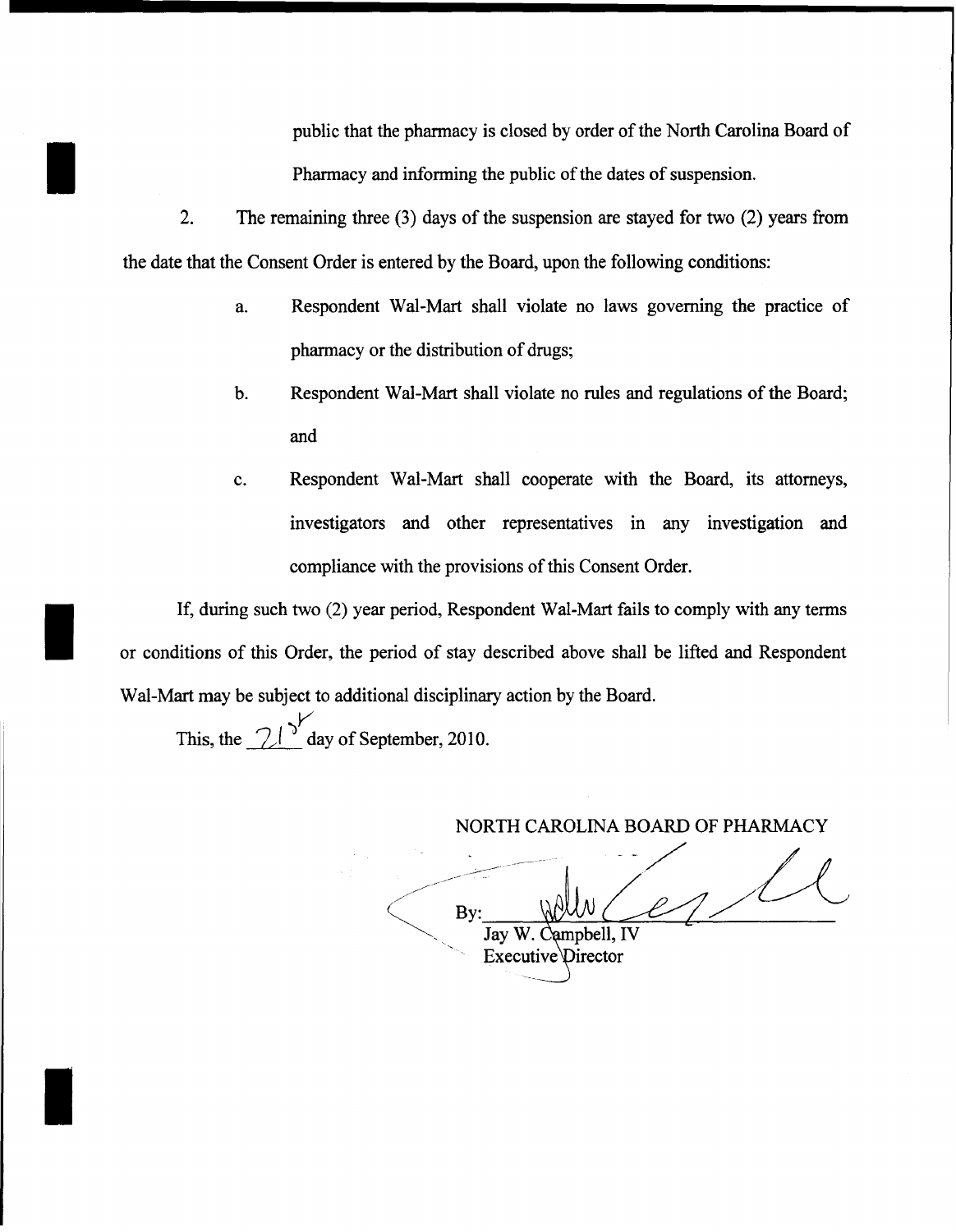public that the pharmacy is closed by order of the North Carolina Board of Pharmacy and informing the public of the dates of suspension.

2. The remaining three (3) days of the suspension are stayed for two (2) years from the date that the Consent Order is entered by the Board, upon the following conditions:

   a. Respondent Wal-Mart shall violate no laws governing the practice of pharmacy or the distribution of drugs;

   b. Respondent Wal-Mart shall violate no rules and regulations of the Board; and

   c. Respondent Wal-Mart shall cooperate with the Board, its attorneys, investigators and other representatives in any investigation and compliance with the provisions of this Consent Order.

If, during such two (2) year period, Respondent Wal-Mart fails to comply with any terms or conditions of this Order, the period of stay described above shall be lifted and Respondent Wal-Mart may be subject to additional disciplinary action by the Board.

This, the 21st day of September, 2010.

NORTH CAROLINA BOARD OF PHARMACY

By: ______________________
Jay W. Campbell, IV
Executive Director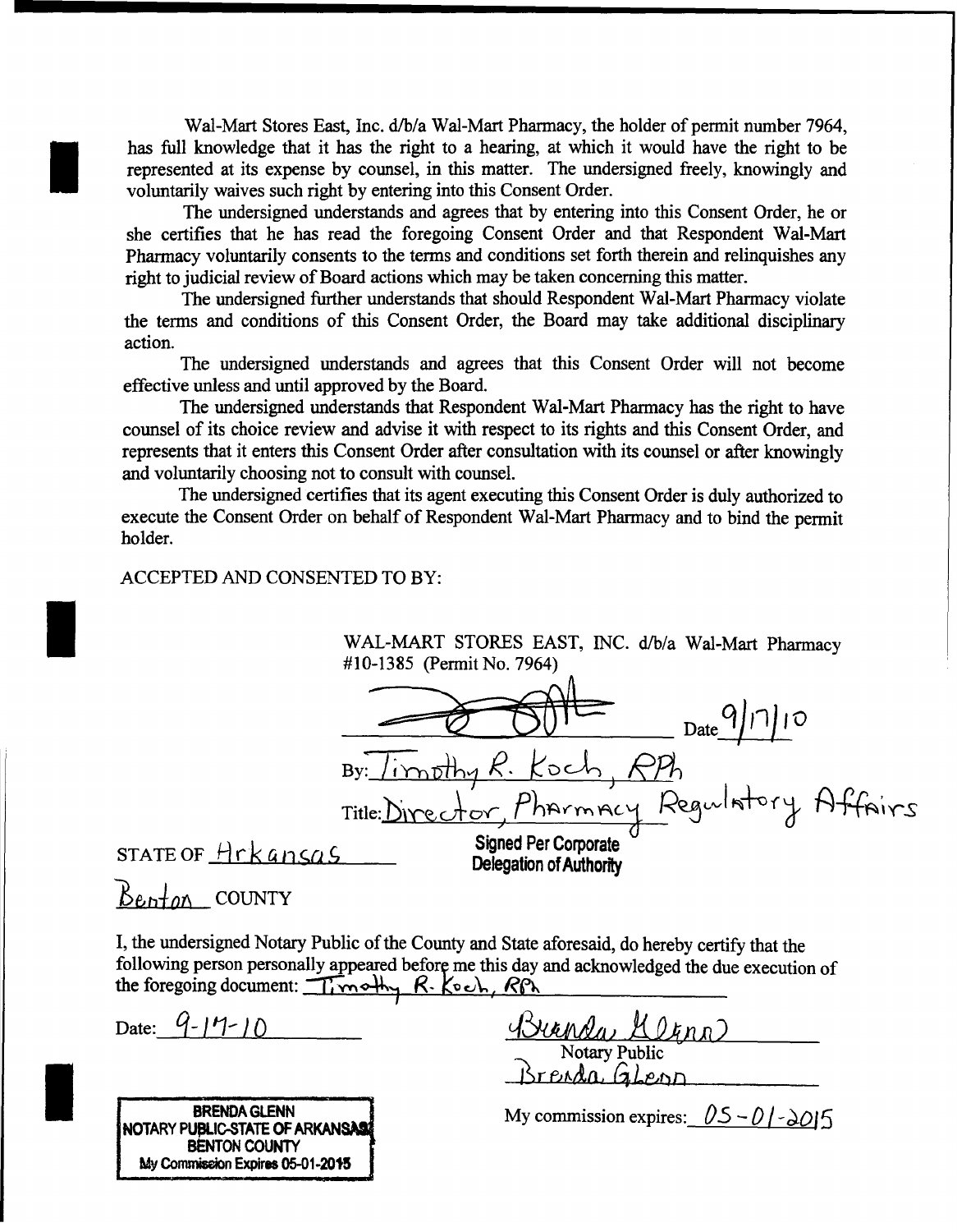Wal-Mart Stores East, Inc. d/b/a Wal-Mart Pharmacy, the holder of permit number 7964, has full knowledge that it has the right to a hearing, at which it would have the right to be represented at its expense by counsel, in this matter. The undersigned freely, knowingly and voluntarily waives such right by entering into this Consent Order.

The undersigned understands and agrees that by entering into this Consent Order, he or she certifies that he has read the foregoing Consent Order and that Respondent Wal-Mart Pharmacy voluntarily consents to the terms and conditions set forth therein and relinquishes any right to judicial review of Board actions which may be taken concerning this matter.

The undersigned further understands that should Respondent Wal-Mart Pharmacy violate the terms and conditions of this Consent Order, the Board may take additional disciplinary action.

The undersigned understands and agrees that this Consent Order will not become effective unless and until approved by the Board.

The undersigned understands that Respondent Wal-Mart Pharmacy has the right to have counsel of its choice review and advise it with respect to its rights and this Consent Order, and represents that it enters this Consent Order after consultation with its counsel or after knowingly and voluntarily choosing not to consult with counsel.

The undersigned certifies that its agent executing this Consent Order is duly authorized to execute the Consent Order on behalf of Respondent Wal-Mart Pharmacy and to bind the permit holder.

ACCEPTED AND CONSENTED TO BY:

WAL-MART STORES EAST, INC. d/b/a Wal-Mart Pharmacy #10-1385 (Permit No. 7964)

[Signature] Date 9/17/10

By: Timothy R. Koch, RPh

Title: Director, Pharmacy Regulatory Affairs

Signed Per Corporate Delegation of Authority

STATE OF Arkansas

Benton COUNTY

I, the undersigned Notary Public of the County and State aforesaid, do hereby certify that the following person personally appeared before me this day and acknowledged the due execution of the foregoing document: Timothy R. Koch, RPh

Date: 9-17-10

[Signature: Brenda Glenn]
Notary Public
Brenda Glenn

My commission expires: 05-01-2015

BRENDA GLENN
NOTARY PUBLIC-STATE OF ARKANSAS
BENTON COUNTY
My Commission Expires 05-01-2015